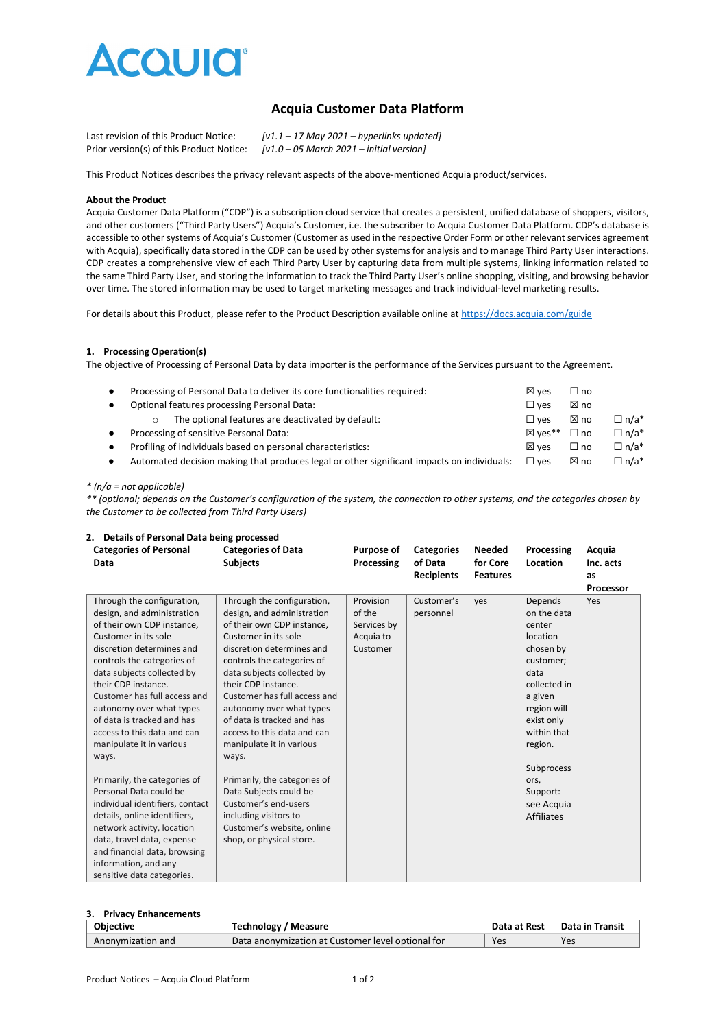# Acquia Customer Data Platform

Last revision of this Product Notice: *[v1.1 – 17 May 2021 – hyperlinks updated]*
Prior version(s) of this Product Notice: *[v1.0 – 05 March 2021 – initial version]*

This Product Notices describes the privacy relevant aspects of the above-mentioned Acquia product/services.

**About the Product**

Acquia Customer Data Platform ("CDP") is a subscription cloud service that creates a persistent, unified database of shoppers, visitors, and other customers ("Third Party Users") Acquia's Customer, i.e. the subscriber to Acquia Customer Data Platform. CDP's database is accessible to other systems of Acquia's Customer (Customer as used in the respective Order Form or other relevant services agreement with Acquia), specifically data stored in the CDP can be used by other systems for analysis and to manage Third Party User interactions. CDP creates a comprehensive view of each Third Party User by capturing data from multiple systems, linking information related to the same Third Party User, and storing the information to track the Third Party User's online shopping, visiting, and browsing behavior over time. The stored information may be used to target marketing messages and track individual-level marketing results.

For details about this Product, please refer to the Product Description available online at https://docs.acquia.com/guide

## 1. Processing Operation(s)

The objective of Processing of Personal Data by data importer is the performance of the Services pursuant to the Agreement.

- Processing of Personal Data to deliver its core functionalities required: ☒ yes ☐ no
- Optional features processing Personal Data: ☐ yes ☒ no
  - The optional features are deactivated by default: ☐ yes ☒ no ☐ n/a*
- Processing of sensitive Personal Data: ☒ yes** ☐ no ☐ n/a*
- Profiling of individuals based on personal characteristics: ☒ yes ☐ no ☐ n/a*
- Automated decision making that produces legal or other significant impacts on individuals: ☐ yes ☒ no ☐ n/a*

*\* (n/a = not applicable)*
*\*\* (optional; depends on the Customer's configuration of the system, the connection to other systems, and the categories chosen by the Customer to be collected from Third Party Users)*

## 2. Details of Personal Data being processed

| Categories of Personal Data | Categories of Data Subjects | Purpose of Processing | Categories of Data Recipients | Needed for Core Features | Processing Location | Acquia Inc. acts as Processor |
|---|---|---|---|---|---|---|
| Through the configuration, design, and administration of their own CDP instance, Customer in its sole discretion determines and controls the categories of data subjects collected by their CDP instance. Customer has full access and autonomy over what types of data is tracked and has access to this data and can manipulate it in various ways.<br><br>Primarily, the categories of Personal Data could be individual identifiers, contact details, online identifiers, network activity, location data, travel data, expense and financial data, browsing information, and any sensitive data categories. | Through the configuration, design, and administration of their own CDP instance, Customer in its sole discretion determines and controls the categories of data subjects collected by their CDP instance. Customer has full access and autonomy over what types of data is tracked and has access to this data and can manipulate it in various ways.<br><br>Primarily, the categories of Data Subjects could be Customer's end-users including visitors to Customer's website, online shop, or physical store. | Provision of the Services by Acquia to Customer | Customer's personnel | yes | Depends on the data center location chosen by customer; data collected in a given region will exist only within that region.<br><br>Subprocessors, Support: see Acquia Affiliates | Yes |

## 3. Privacy Enhancements

| Objective | Technology / Measure | Data at Rest | Data in Transit |
|---|---|---|---|
| Anonymization and | Data anonymization at Customer level optional for | Yes | Yes |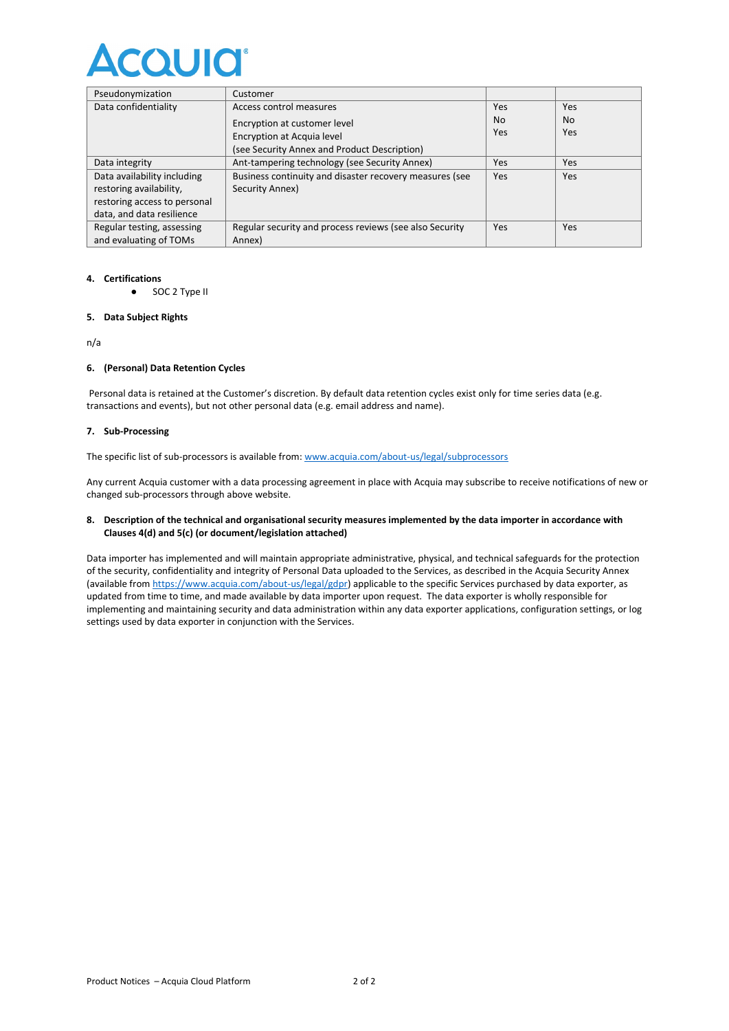| | | | |
|---|---|---|---|
| Pseudonymization | Customer | | |
| Data confidentiality | Access control measures<br><br>Encryption at customer level<br>Encryption at Acquia level<br>(see Security Annex and Product Description) | Yes<br><br>No<br>Yes | Yes<br><br>No<br>Yes |
| Data integrity | Ant-tampering technology (see Security Annex) | Yes | Yes |
| Data availability including restoring availability, restoring access to personal data, and data resilience | Business continuity and disaster recovery measures (see Security Annex) | Yes | Yes |
| Regular testing, assessing and evaluating of TOMs | Regular security and process reviews (see also Security Annex) | Yes | Yes |

#### 4. Certifications

- SOC 2 Type II

#### 5. Data Subject Rights

n/a

#### 6. (Personal) Data Retention Cycles

Personal data is retained at the Customer's discretion. By default data retention cycles exist only for time series data (e.g. transactions and events), but not other personal data (e.g. email address and name).

#### 7. Sub-Processing

The specific list of sub-processors is available from: [www.acquia.com/about-us/legal/subprocessors](www.acquia.com/about-us/legal/subprocessors)

Any current Acquia customer with a data processing agreement in place with Acquia may subscribe to receive notifications of new or changed sub-processors through above website.

#### 8. Description of the technical and organisational security measures implemented by the data importer in accordance with Clauses 4(d) and 5(c) (or document/legislation attached)

Data importer has implemented and will maintain appropriate administrative, physical, and technical safeguards for the protection of the security, confidentiality and integrity of Personal Data uploaded to the Services, as described in the Acquia Security Annex (available from [https://www.acquia.com/about-us/legal/gdpr](https://www.acquia.com/about-us/legal/gdpr)) applicable to the specific Services purchased by data exporter, as updated from time to time, and made available by data importer upon request. The data exporter is wholly responsible for implementing and maintaining security and data administration within any data exporter applications, configuration settings, or log settings used by data exporter in conjunction with the Services.